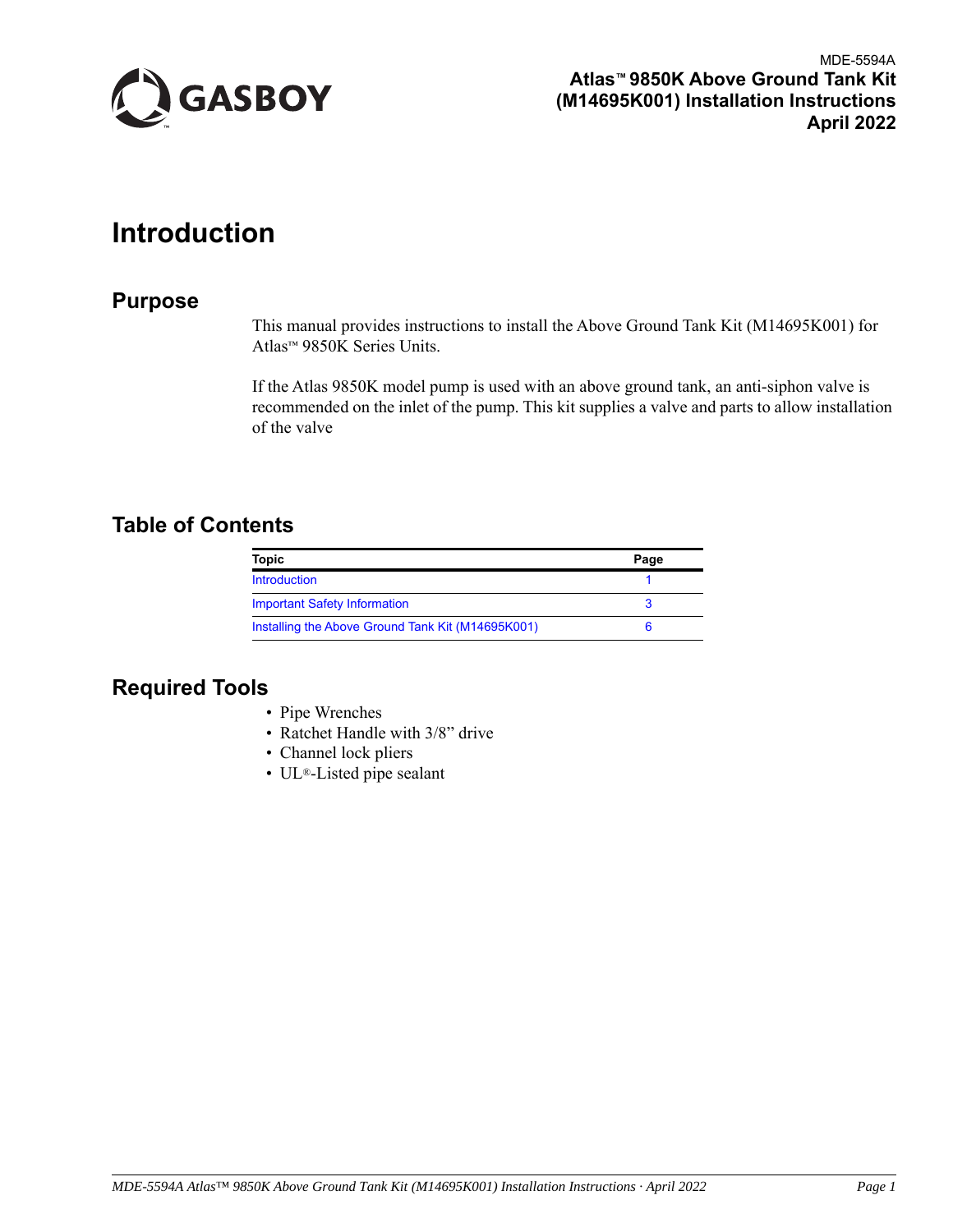MDE-5594A
**Atlas™ 9850K Above Ground Tank Kit (M14695K001) Installation Instructions**
**April 2022**

# Introduction

## Purpose

This manual provides instructions to install the Above Ground Tank Kit (M14695K001) for Atlas™ 9850K Series Units.

If the Atlas 9850K model pump is used with an above ground tank, an anti-siphon valve is recommended on the inlet of the pump. This kit supplies a valve and parts to allow installation of the valve

## Table of Contents

| Topic | Page |
| --- | --- |
| Introduction | 1 |
| Important Safety Information | 3 |
| Installing the Above Ground Tank Kit (M14695K001) | 6 |

## Required Tools

- Pipe Wrenches
- Ratchet Handle with 3/8" drive
- Channel lock pliers
- UL®-Listed pipe sealant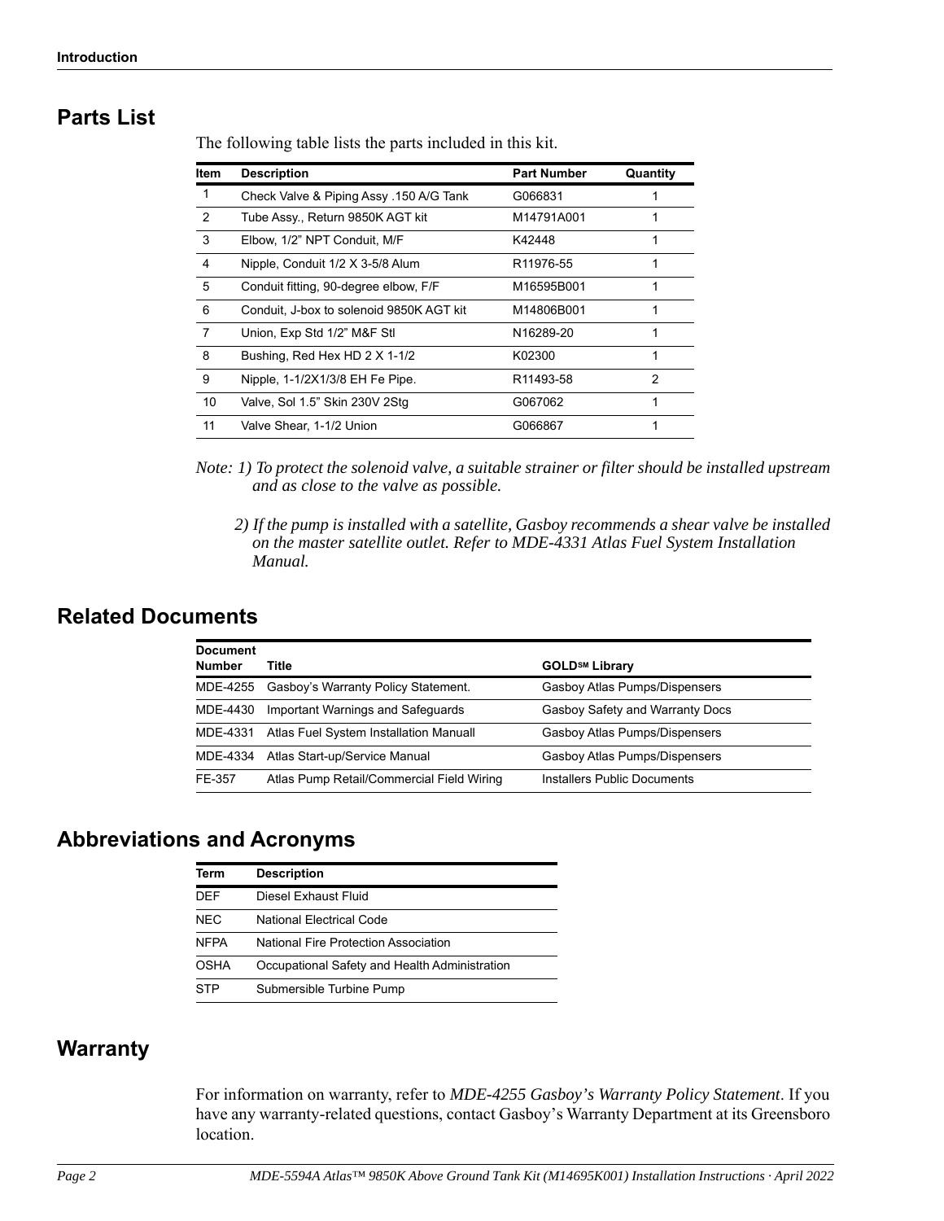## Parts List

The following table lists the parts included in this kit.

| Item | Description | Part Number | Quantity |
|---|---|---|---|
| 1 | Check Valve & Piping Assy .150 A/G Tank | G066831 | 1 |
| 2 | Tube Assy., Return 9850K AGT kit | M14791A001 | 1 |
| 3 | Elbow, 1/2” NPT Conduit, M/F | K42448 | 1 |
| 4 | Nipple, Conduit 1/2 X 3-5/8 Alum | R11976-55 | 1 |
| 5 | Conduit fitting, 90-degree elbow, F/F | M16595B001 | 1 |
| 6 | Conduit, J-box to solenoid 9850K AGT kit | M14806B001 | 1 |
| 7 | Union, Exp Std 1/2” M&F Stl | N16289-20 | 1 |
| 8 | Bushing, Red Hex HD 2 X 1-1/2 | K02300 | 1 |
| 9 | Nipple, 1-1/2X1/3/8 EH Fe Pipe. | R11493-58 | 2 |
| 10 | Valve, Sol 1.5” Skin 230V 2Stg | G067062 | 1 |
| 11 | Valve Shear, 1-1/2 Union | G066867 | 1 |

*Note: 1) To protect the solenoid valve, a suitable strainer or filter should be installed upstream and as close to the valve as possible.*

*2) If the pump is installed with a satellite, Gasboy recommends a shear valve be installed on the master satellite outlet. Refer to MDE-4331 Atlas Fuel System Installation Manual.*

## Related Documents

| Document Number | Title | GOLD℠ Library |
|---|---|---|
| MDE-4255 | Gasboy’s Warranty Policy Statement. | Gasboy Atlas Pumps/Dispensers |
| MDE-4430 | Important Warnings and Safeguards | Gasboy Safety and Warranty Docs |
| MDE-4331 | Atlas Fuel System Installation Manuall | Gasboy Atlas Pumps/Dispensers |
| MDE-4334 | Atlas Start-up/Service Manual | Gasboy Atlas Pumps/Dispensers |
| FE-357 | Atlas Pump Retail/Commercial Field Wiring | Installers Public Documents |

## Abbreviations and Acronyms

| Term | Description |
|---|---|
| DEF | Diesel Exhaust Fluid |
| NEC | National Electrical Code |
| NFPA | National Fire Protection Association |
| OSHA | Occupational Safety and Health Administration |
| STP | Submersible Turbine Pump |

## Warranty

For information on warranty, refer to *MDE-4255 Gasboy’s Warranty Policy Statement*. If you have any warranty-related questions, contact Gasboy’s Warranty Department at its Greensboro location.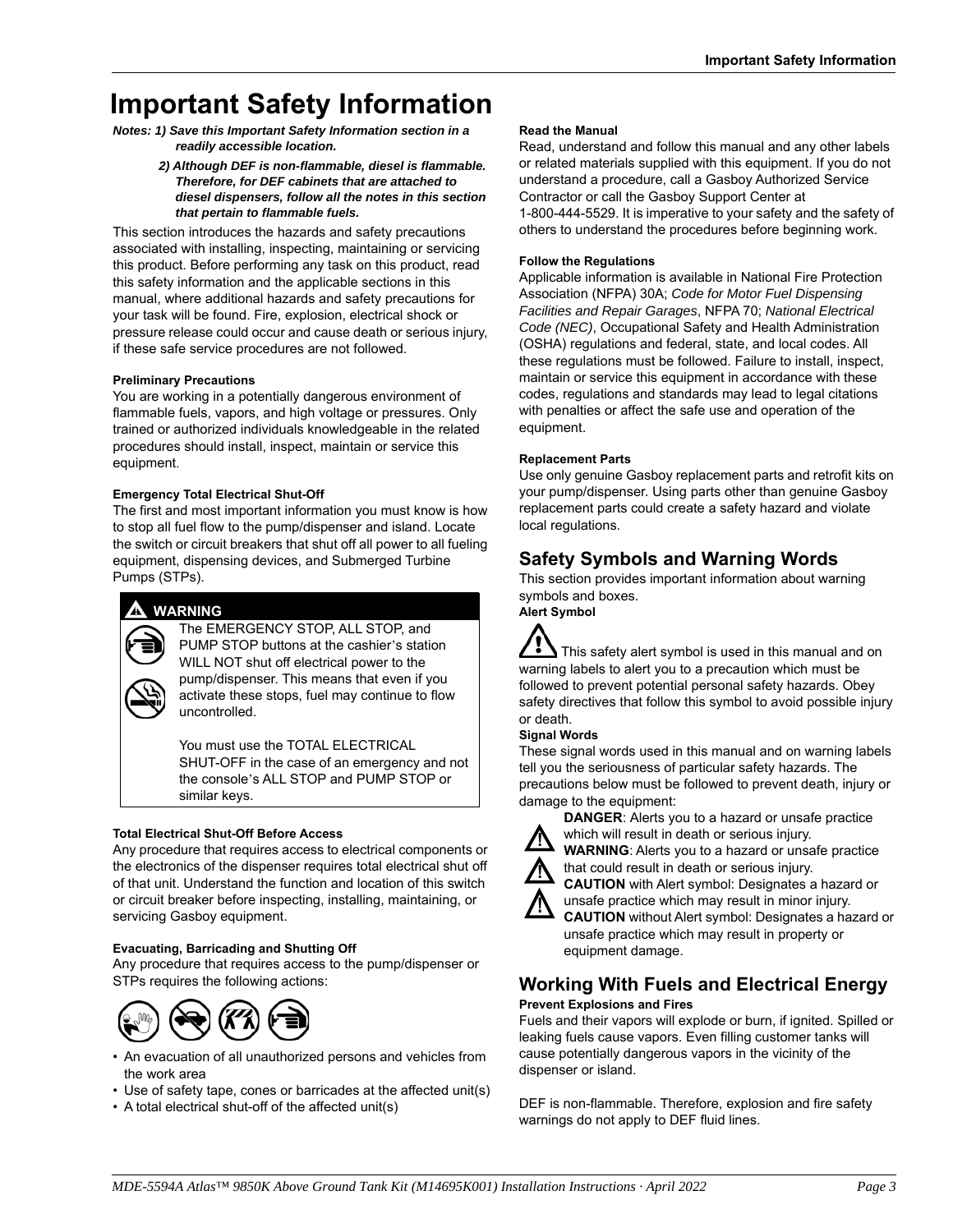# Important Satety Information

***Notes: 1) Save this Important Safety Information section in a readily accessible location.***

***2) Although DEF is non-flammable, diesel is flammable. Therefore, for DEF cabinets that are attached to diesel dispensers, follow all the notes in this section that pertain to flammable fuels.***

This section introduces the hazards and safety precautions associated with installing, inspecting, maintaining or servicing this product. Before performing any task on this product, read this safety information and the applicable sections in this manual, where additional hazards and safety precautions for your task will be found. Fire, explosion, electrical shock or pressure release could occur and cause death or serious injury, if these safe service procedures are not followed.

**Preliminary Precautions**

You are working in a potentially dangerous environment of flammable fuels, vapors, and high voltage or pressures. Only trained or authorized individuals knowledgeable in the related procedures should install, inspect, maintain or service this equipment.

**Emergency Total Electrical Shut-Off**

The first and most important information you must know is how to stop all fuel flow to the pump/dispenser and island. Locate the switch or circuit breakers that shut off all power to all fueling equipment, dispensing devices, and Submerged Turbine Pumps (STPs).

> **⚠ WARNING**
>
> The EMERGENCY STOP, ALL STOP, and PUMP STOP buttons at the cashier's station WILL NOT shut off electrical power to the pump/dispenser. This means that even if you activate these stops, fuel may continue to flow uncontrolled.
>
> You must use the TOTAL ELECTRICAL SHUT-OFF in the case of an emergency and not the console's ALL STOP and PUMP STOP or similar keys.

**Total Electrical Shut-Off Before Access**

Any procedure that requires access to electrical components or the electronics of the dispenser requires total electrical shut off of that unit. Understand the function and location of this switch or circuit breaker before inspecting, installing, maintaining, or servicing Gasboy equipment.

**Evacuating, Barricading and Shutting Off**

Any procedure that requires access to the pump/dispenser or STPs requires the following actions:

- An evacuation of all unauthorized persons and vehicles from the work area
- Use of safety tape, cones or barricades at the affected unit(s)
- A total electrical shut-off of the affected unit(s)

**Read the Manual**

Read, understand and follow this manual and any other labels or related materials supplied with this equipment. If you do not understand a procedure, call a Gasboy Authorized Service Contractor or call the Gasboy Support Center at 1-800-444-5529. It is imperative to your safety and the safety of others to understand the procedures before beginning work.

**Follow the Regulations**

Applicable information is available in National Fire Protection Association (NFPA) 30A; *Code for Motor Fuel Dispensing Facilities and Repair Garages*, NFPA 70; *National Electrical Code (NEC)*, Occupational Safety and Health Administration (OSHA) regulations and federal, state, and local codes. All these regulations must be followed. Failure to install, inspect, maintain or service this equipment in accordance with these codes, regulations and standards may lead to legal citations with penalties or affect the safe use and operation of the equipment.

**Replacement Parts**

Use only genuine Gasboy replacement parts and retrofit kits on your pump/dispenser. Using parts other than genuine Gasboy replacement parts could create a safety hazard and violate local regulations.

## Safety Symbols and Warning Words

This section provides important information about warning symbols and boxes.

**Alert Symbol**

⚠ This safety alert symbol is used in this manual and on warning labels to alert you to a precaution which must be followed to prevent potential personal safety hazards. Obey safety directives that follow this symbol to avoid possible injury or death.

**Signal Words**

These signal words used in this manual and on warning labels tell you the seriousness of particular safety hazards. The precautions below must be followed to prevent death, injury or damage to the equipment:

⚠ **DANGER**: Alerts you to a hazard or unsafe practice which will result in death or serious injury.

⚠ **WARNING**: Alerts you to a hazard or unsafe practice that could result in death or serious injury.

⚠ **CAUTION** with Alert symbol: Designates a hazard or unsafe practice which may result in minor injury.

**CAUTION** without Alert symbol: Designates a hazard or unsafe practice which may result in property or equipment damage.

## Working With Fuels and Electrical Energy

**Prevent Explosions and Fires**

Fuels and their vapors will explode or burn, if ignited. Spilled or leaking fuels cause vapors. Even filling customer tanks will cause potentially dangerous vapors in the vicinity of the dispenser or island.

DEF is non-flammable. Therefore, explosion and fire safety warnings do not apply to DEF fluid lines.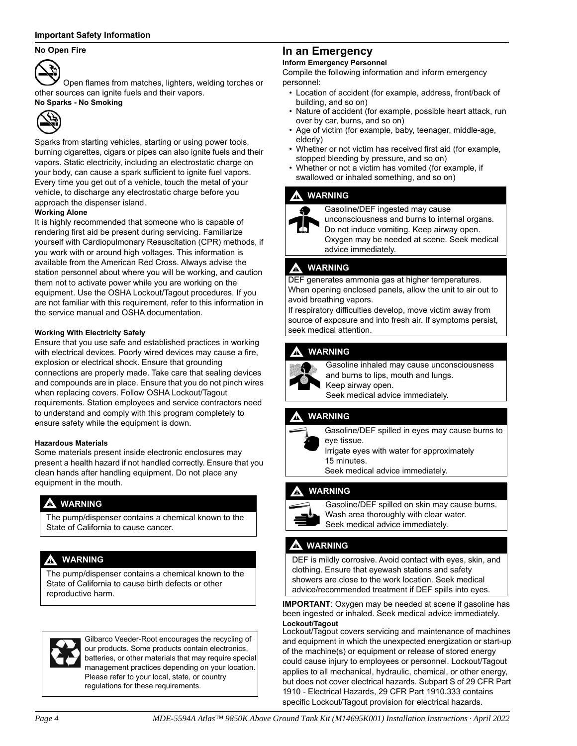**Important Safety Information**

**No Open Fire**

Open flames from matches, lighters, welding torches or other sources can ignite fuels and their vapors.

**No Sparks - No Smoking**

Sparks from starting vehicles, starting or using power tools, burning cigarettes, cigars or pipes can also ignite fuels and their vapors. Static electricity, including an electrostatic charge on your body, can cause a spark sufficient to ignite fuel vapors. Every time you get out of a vehicle, touch the metal of your vehicle, to discharge any electrostatic charge before you approach the dispenser island.

**Working Alone**

It is highly recommended that someone who is capable of rendering first aid be present during servicing. Familiarize yourself with Cardiopulmonary Resuscitation (CPR) methods, if you work with or around high voltages. This information is available from the American Red Cross. Always advise the station personnel about where you will be working, and caution them not to activate power while you are working on the equipment. Use the OSHA Lockout/Tagout procedures. If you are not familiar with this requirement, refer to this information in the service manual and OSHA documentation.

**Working With Electricity Safely**

Ensure that you use safe and established practices in working with electrical devices. Poorly wired devices may cause a fire, explosion or electrical shock. Ensure that grounding connections are properly made. Take care that sealing devices and compounds are in place. Ensure that you do not pinch wires when replacing covers. Follow OSHA Lockout/Tagout requirements. Station employees and service contractors need to understand and comply with this program completely to ensure safety while the equipment is down.

**Hazardous Materials**

Some materials present inside electronic enclosures may present a health hazard if not handled correctly. Ensure that you clean hands after handling equipment. Do not place any equipment in the mouth.

> **⚠ WARNING**
>
> The pump/dispenser contains a chemical known to the State of California to cause cancer.

> **⚠ WARNING**
>
> The pump/dispenser contains a chemical known to the State of California to cause birth defects or other reproductive harm.

> Gilbarco Veeder-Root encourages the recycling of our products. Some products contain electronics, batteries, or other materials that may require special management practices depending on your location. Please refer to your local, state, or country regulations for these requirements.

## In an Emergency

**Inform Emergency Personnel**

Compile the following information and inform emergency personnel:

- Location of accident (for example, address, front/back of building, and so on)
- Nature of accident (for example, possible heart attack, run over by car, burns, and so on)
- Age of victim (for example, baby, teenager, middle-age, elderly)
- Whether or not victim has received first aid (for example, stopped bleeding by pressure, and so on)
- Whether or not a victim has vomited (for example, if swallowed or inhaled something, and so on)

> **⚠ WARNING**
>
> Gasoline/DEF ingested may cause unconsciousness and burns to internal organs. Do not induce vomiting. Keep airway open. Oxygen may be needed at scene. Seek medical advice immediately.

> **⚠ WARNING**
>
> DEF generates ammonia gas at higher temperatures. When opening enclosed panels, allow the unit to air out to avoid breathing vapors.
>
> If respiratory difficulties develop, move victim away from source of exposure and into fresh air. If symptoms persist, seek medical attention.

> **⚠ WARNING**
>
> Gasoline inhaled may cause unconsciousness and burns to lips, mouth and lungs.
> Keep airway open.
> Seek medical advice immediately.

> **⚠ WARNING**
>
> Gasoline/DEF spilled in eyes may cause burns to eye tissue.
> Irrigate eyes with water for approximately 15 minutes.
> Seek medical advice immediately.

> **⚠ WARNING**
>
> Gasoline/DEF spilled on skin may cause burns.
> Wash area thoroughly with clear water.
> Seek medical advice immediately.

> **⚠ WARNING**
>
> DEF is mildly corrosive. Avoid contact with eyes, skin, and clothing. Ensure that eyewash stations and safety showers are close to the work location. Seek medical advice/recommended treatment if DEF spills into eyes.

**IMPORTANT**: Oxygen may be needed at scene if gasoline has been ingested or inhaled. Seek medical advice immediately.

**Lockout/Tagout**

Lockout/Tagout covers servicing and maintenance of machines and equipment in which the unexpected energization or start-up of the machine(s) or equipment or release of stored energy could cause injury to employees or personnel. Lockout/Tagout applies to all mechanical, hydraulic, chemical, or other energy, but does not cover electrical hazards. Subpart S of 29 CFR Part 1910 - Electrical Hazards, 29 CFR Part 1910.333 contains specific Lockout/Tagout provision for electrical hazards.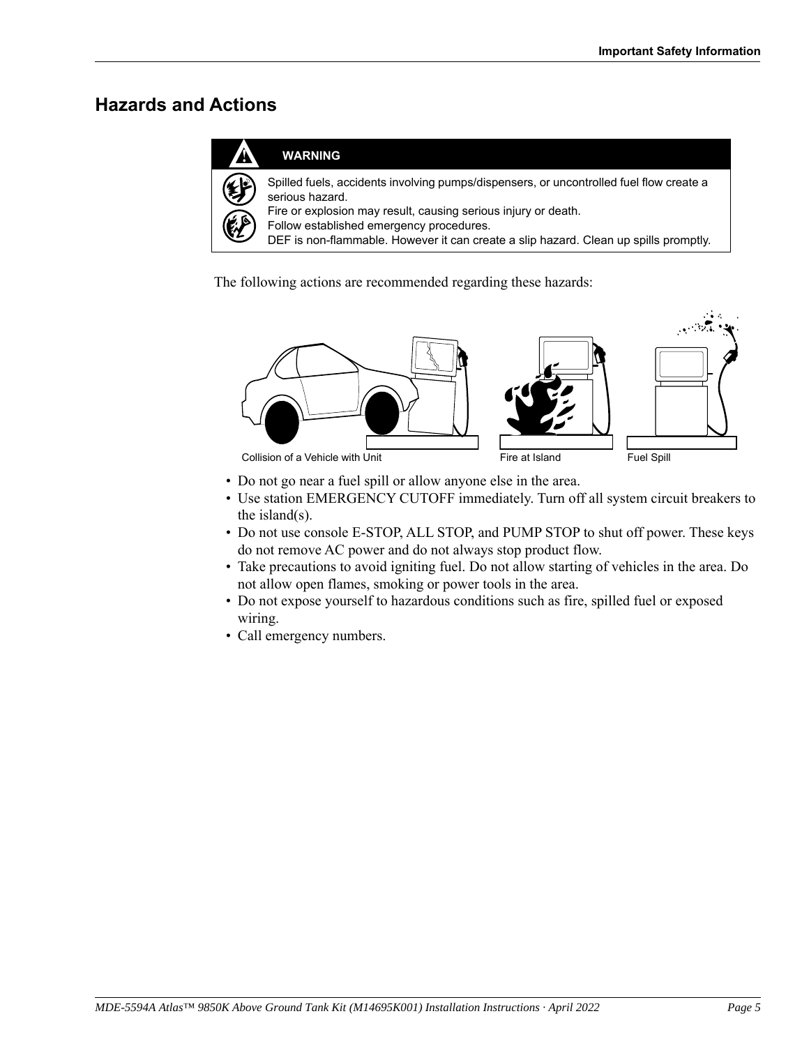## Hazards and Actions

**WARNING**

Spilled fuels, accidents involving pumps/dispensers, or uncontrolled fuel flow create a serious hazard.
Fire or explosion may result, causing serious injury or death.
Follow established emergency procedures.
DEF is non-flammable. However it can create a slip hazard. Clean up spills promptly.

The following actions are recommended regarding these hazards:

Collision of a Vehicle with Unit

Fire at Island

Fuel Spill

- Do not go near a fuel spill or allow anyone else in the area.
- Use station EMERGENCY CUTOFF immediately. Turn off all system circuit breakers to the island(s).
- Do not use console E-STOP, ALL STOP, and PUMP STOP to shut off power. These keys do not remove AC power and do not always stop product flow.
- Take precautions to avoid igniting fuel. Do not allow starting of vehicles in the area. Do not allow open flames, smoking or power tools in the area.
- Do not expose yourself to hazardous conditions such as fire, spilled fuel or exposed wiring.
- Call emergency numbers.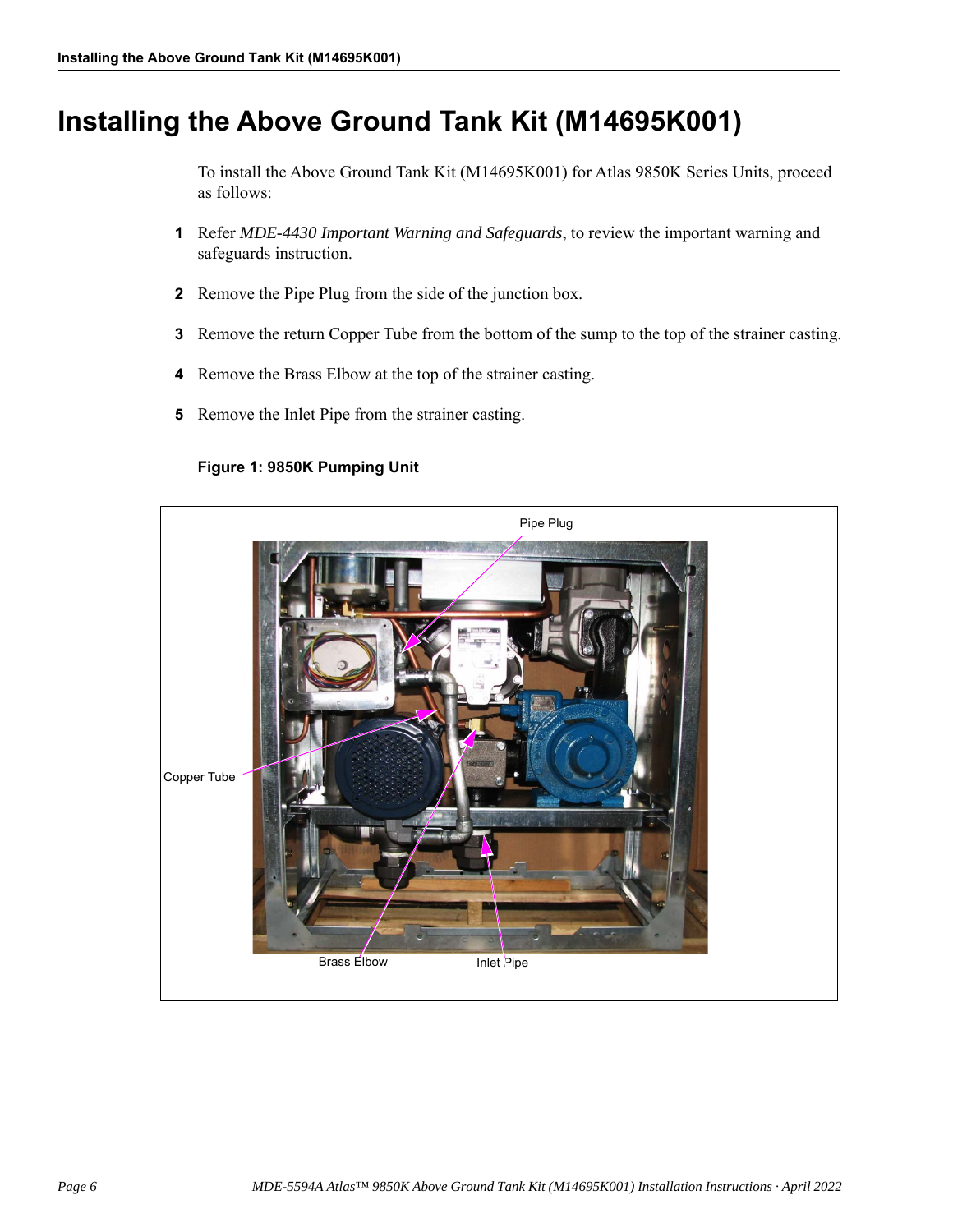# Installing the Above Ground Tank Kit (M14695K001)

To install the Above Ground Tank Kit (M14695K001) for Atlas 9850K Series Units, proceed as follows:

1. Refer *MDE-4430 Important Warning and Safeguards*, to review the important warning and safeguards instruction.
2. Remove the Pipe Plug from the side of the junction box.
3. Remove the return Copper Tube from the bottom of the sump to the top of the strainer casting.
4. Remove the Brass Elbow at the top of the strainer casting.
5. Remove the Inlet Pipe from the strainer casting.

**Figure 1: 9850K Pumping Unit**

Pipe Plug

Copper Tube

Brass Elbow

Inlet Pipe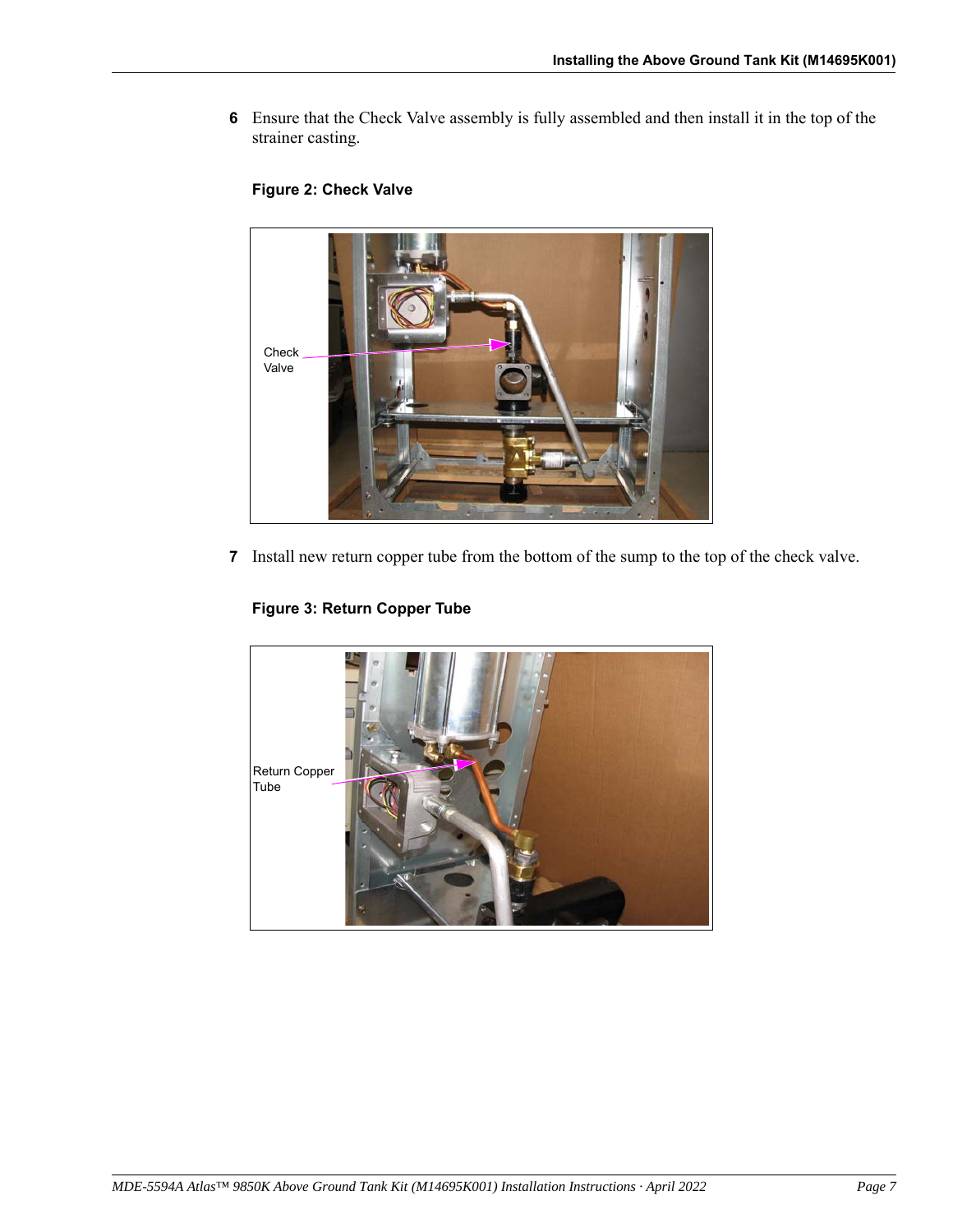6. Ensure that the Check Valve assembly is fully assembled and then install it in the top of the strainer casting.

**Figure 2: Check Valve**

Check Valve

7. Install new return copper tube from the bottom of the sump to the top of the check valve.

**Figure 3: Return Copper Tube**

Return Copper Tube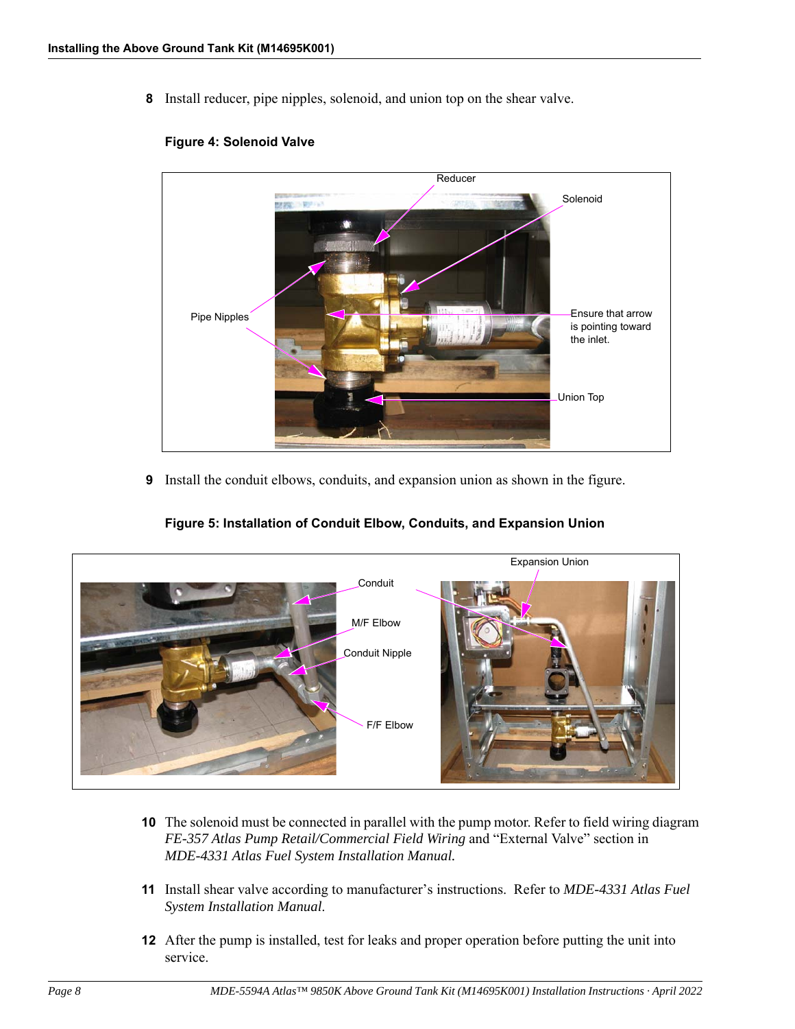8 Install reducer, pipe nipples, solenoid, and union top on the shear valve.

**Figure 4: Solenoid Valve**

Reducer

Solenoid

Pipe Nipples

Ensure that arrow is pointing toward the inlet.

Union Top

9 Install the conduit elbows, conduits, and expansion union as shown in the figure.

**Figure 5: Installation of Conduit Elbow, Conduits, and Expansion Union**

Expansion Union

Conduit

M/F Elbow

Conduit Nipple

F/F Elbow

10 The solenoid must be connected in parallel with the pump motor. Refer to field wiring diagram *FE-357 Atlas Pump Retail/Commercial Field Wiring* and "External Valve" section in *MDE-4331 Atlas Fuel System Installation Manual.*

11 Install shear valve according to manufacturer's instructions. Refer to *MDE-4331 Atlas Fuel System Installation Manual*.

12 After the pump is installed, test for leaks and proper operation before putting the unit into service.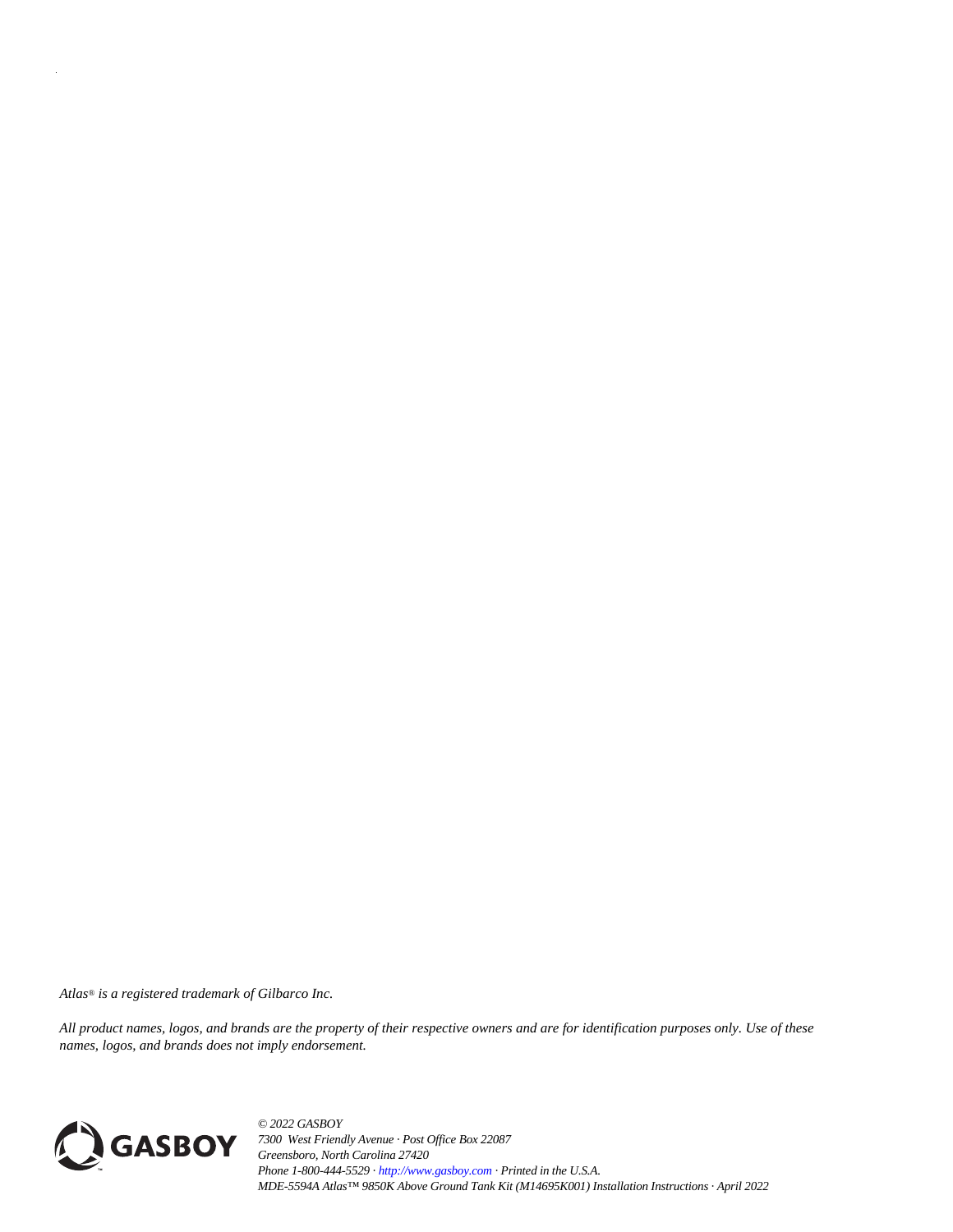*Atlas® is a registered trademark of Gilbarco Inc.*

*All product names, logos, and brands are the property of their respective owners and are for identification purposes only. Use of these names, logos, and brands does not imply endorsement.*

GASBOY

*© 2022 GASBOY*
*7300 West Friendly Avenue · Post Office Box 22087*
*Greensboro, North Carolina 27420*
*Phone 1-800-444-5529 · http://www.gasboy.com · Printed in the U.S.A.*
*MDE-5594A Atlas™ 9850K Above Ground Tank Kit (M14695K001) Installation Instructions · April 2022*